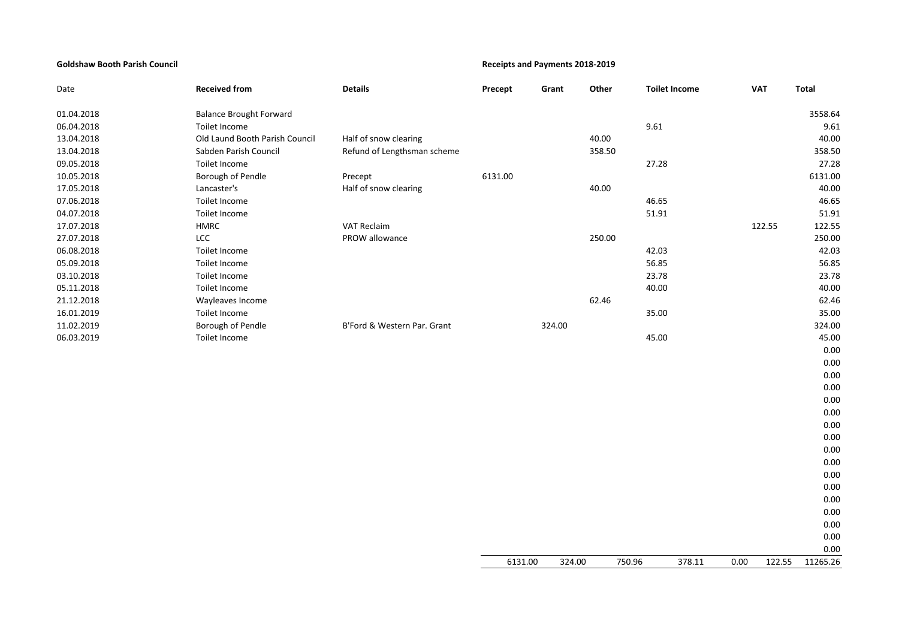**Goldshaw Booth Parish Council**

**Receipts and Payments 2018-2019**

| Date | **Received from** | **Details** | **Precept** | **Grant** | **Other** | **Toilet Income** | | **VAT** | **Total** |
|---|---|---|---|---|---|---|---|---|---|
| 01.04.2018 | Balance Brought Forward | | | | | | | | 3558.64 |
| 06.04.2018 | Toilet Income | | | | | 9.61 | | | 9.61 |
| 13.04.2018 | Old Laund Booth Parish Council | Half of snow clearing | | | 40.00 | | | | 40.00 |
| 13.04.2018 | Sabden Parish Council | Refund of Lengthsman scheme | | | 358.50 | | | | 358.50 |
| 09.05.2018 | Toilet Income | | | | | 27.28 | | | 27.28 |
| 10.05.2018 | Borough of Pendle | Precept | 6131.00 | | | | | | 6131.00 |
| 17.05.2018 | Lancaster's | Half of snow clearing | | | 40.00 | | | | 40.00 |
| 07.06.2018 | Toilet Income | | | | | 46.65 | | | 46.65 |
| 04.07.2018 | Toilet Income | | | | | 51.91 | | | 51.91 |
| 17.07.2018 | HMRC | VAT Reclaim | | | | | | 122.55 | 122.55 |
| 27.07.2018 | LCC | PROW allowance | | | 250.00 | | | | 250.00 |
| 06.08.2018 | Toilet Income | | | | | 42.03 | | | 42.03 |
| 05.09.2018 | Toilet Income | | | | | 56.85 | | | 56.85 |
| 03.10.2018 | Toilet Income | | | | | 23.78 | | | 23.78 |
| 05.11.2018 | Toilet Income | | | | | 40.00 | | | 40.00 |
| 21.12.2018 | Wayleaves Income | | | | 62.46 | | | | 62.46 |
| 16.01.2019 | Toilet Income | | | | | 35.00 | | | 35.00 |
| 11.02.2019 | Borough of Pendle | B'Ford & Western Par. Grant | | 324.00 | | | | | 324.00 |
| 06.03.2019 | Toilet Income | | | | | 45.00 | | | 45.00 |
| | | | | | | | | | 0.00 |
| | | | | | | | | | 0.00 |
| | | | | | | | | | 0.00 |
| | | | | | | | | | 0.00 |
| | | | | | | | | | 0.00 |
| | | | | | | | | | 0.00 |
| | | | | | | | | | 0.00 |
| | | | | | | | | | 0.00 |
| | | | | | | | | | 0.00 |
| | | | | | | | | | 0.00 |
| | | | | | | | | | 0.00 |
| | | | | | | | | | 0.00 |
| | | | | | | | | | 0.00 |
| | | | | | | | | | 0.00 |
| | | | | | | | | | 0.00 |
| | | | | | | | | | 0.00 |
| | | | | | | | | | 0.00 |
| | | | 6131.00 | 324.00 | 750.96 | 378.11 | 0.00 | 122.55 | 11265.26 |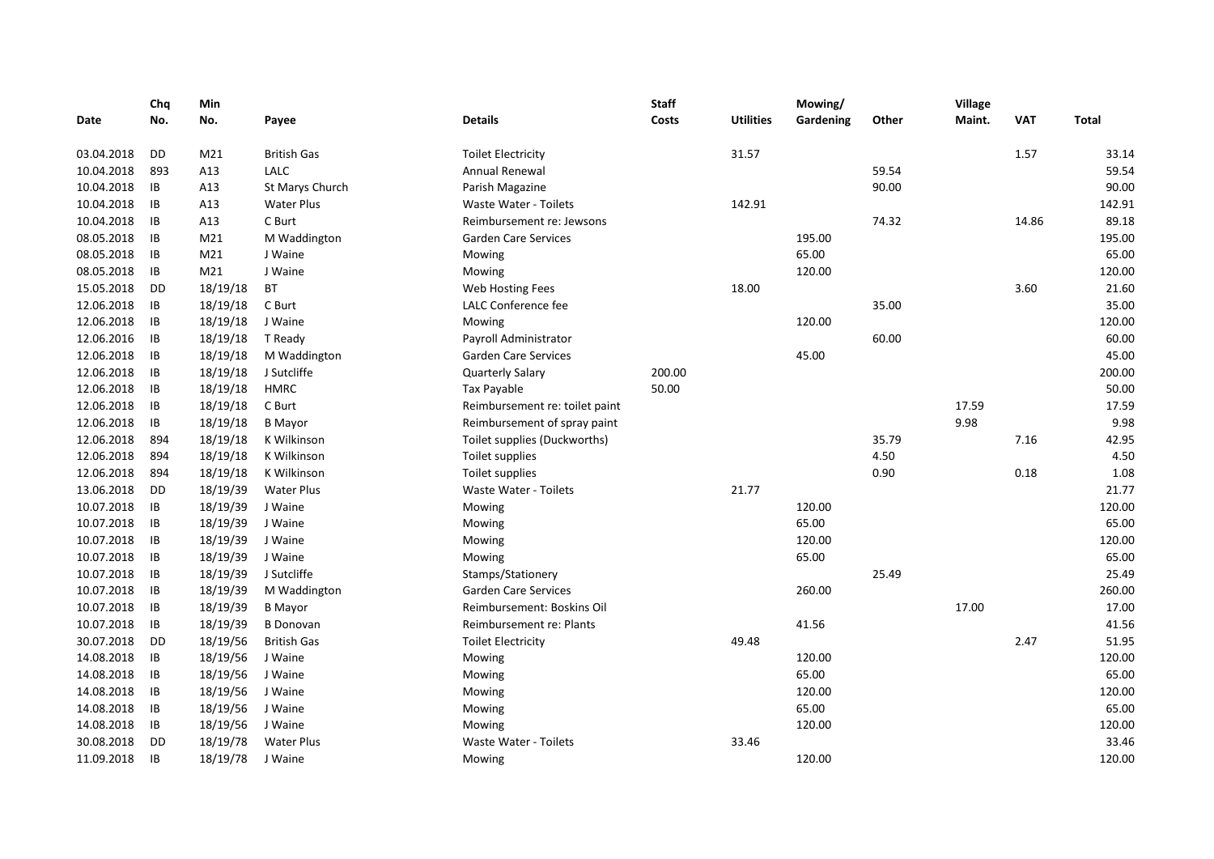| Date | Chq No. | Min No. | Payee | Details | Staff Costs | Utilities | Mowing/ Gardening | Other | Village Maint. | VAT | Total |
|---|---|---|---|---|---|---|---|---|---|---|---|
| 03.04.2018 | DD | M21 | British Gas | Toilet Electricity | | 31.57 | | | | 1.57 | 33.14 |
| 10.04.2018 | 893 | A13 | LALC | Annual Renewal | | | | 59.54 | | | 59.54 |
| 10.04.2018 | IB | A13 | St Marys Church | Parish Magazine | | | | 90.00 | | | 90.00 |
| 10.04.2018 | IB | A13 | Water Plus | Waste Water - Toilets | | 142.91 | | | | | 142.91 |
| 10.04.2018 | IB | A13 | C Burt | Reimbursement re: Jewsons | | | | 74.32 | | 14.86 | 89.18 |
| 08.05.2018 | IB | M21 | M Waddington | Garden Care Services | | | 195.00 | | | | 195.00 |
| 08.05.2018 | IB | M21 | J Waine | Mowing | | | 65.00 | | | | 65.00 |
| 08.05.2018 | IB | M21 | J Waine | Mowing | | | 120.00 | | | | 120.00 |
| 15.05.2018 | DD | 18/19/18 | BT | Web Hosting Fees | | 18.00 | | | | 3.60 | 21.60 |
| 12.06.2018 | IB | 18/19/18 | C Burt | LALC Conference fee | | | | 35.00 | | | 35.00 |
| 12.06.2018 | IB | 18/19/18 | J Waine | Mowing | | | 120.00 | | | | 120.00 |
| 12.06.2016 | IB | 18/19/18 | T Ready | Payroll Administrator | | | | 60.00 | | | 60.00 |
| 12.06.2018 | IB | 18/19/18 | M Waddington | Garden Care Services | | | 45.00 | | | | 45.00 |
| 12.06.2018 | IB | 18/19/18 | J Sutcliffe | Quarterly Salary | 200.00 | | | | | | 200.00 |
| 12.06.2018 | IB | 18/19/18 | HMRC | Tax Payable | 50.00 | | | | | | 50.00 |
| 12.06.2018 | IB | 18/19/18 | C Burt | Reimbursement re: toilet paint | | | | | 17.59 | | 17.59 |
| 12.06.2018 | IB | 18/19/18 | B Mayor | Reimbursement of spray paint | | | | | 9.98 | | 9.98 |
| 12.06.2018 | 894 | 18/19/18 | K Wilkinson | Toilet supplies (Duckworths) | | | | 35.79 | | 7.16 | 42.95 |
| 12.06.2018 | 894 | 18/19/18 | K Wilkinson | Toilet supplies | | | | 4.50 | | | 4.50 |
| 12.06.2018 | 894 | 18/19/18 | K Wilkinson | Toilet supplies | | | | 0.90 | | 0.18 | 1.08 |
| 13.06.2018 | DD | 18/19/39 | Water Plus | Waste Water - Toilets | | 21.77 | | | | | 21.77 |
| 10.07.2018 | IB | 18/19/39 | J Waine | Mowing | | | 120.00 | | | | 120.00 |
| 10.07.2018 | IB | 18/19/39 | J Waine | Mowing | | | 65.00 | | | | 65.00 |
| 10.07.2018 | IB | 18/19/39 | J Waine | Mowing | | | 120.00 | | | | 120.00 |
| 10.07.2018 | IB | 18/19/39 | J Waine | Mowing | | | 65.00 | | | | 65.00 |
| 10.07.2018 | IB | 18/19/39 | J Sutcliffe | Stamps/Stationery | | | | 25.49 | | | 25.49 |
| 10.07.2018 | IB | 18/19/39 | M Waddington | Garden Care Services | | | 260.00 | | | | 260.00 |
| 10.07.2018 | IB | 18/19/39 | B Mayor | Reimbursement: Boskins Oil | | | | | 17.00 | | 17.00 |
| 10.07.2018 | IB | 18/19/39 | B Donovan | Reimbursement re: Plants | | | 41.56 | | | | 41.56 |
| 30.07.2018 | DD | 18/19/56 | British Gas | Toilet Electricity | | 49.48 | | | | 2.47 | 51.95 |
| 14.08.2018 | IB | 18/19/56 | J Waine | Mowing | | | 120.00 | | | | 120.00 |
| 14.08.2018 | IB | 18/19/56 | J Waine | Mowing | | | 65.00 | | | | 65.00 |
| 14.08.2018 | IB | 18/19/56 | J Waine | Mowing | | | 120.00 | | | | 120.00 |
| 14.08.2018 | IB | 18/19/56 | J Waine | Mowing | | | 65.00 | | | | 65.00 |
| 14.08.2018 | IB | 18/19/56 | J Waine | Mowing | | | 120.00 | | | | 120.00 |
| 30.08.2018 | DD | 18/19/78 | Water Plus | Waste Water - Toilets | | 33.46 | | | | | 33.46 |
| 11.09.2018 | IB | 18/19/78 | J Waine | Mowing | | | 120.00 | | | | 120.00 |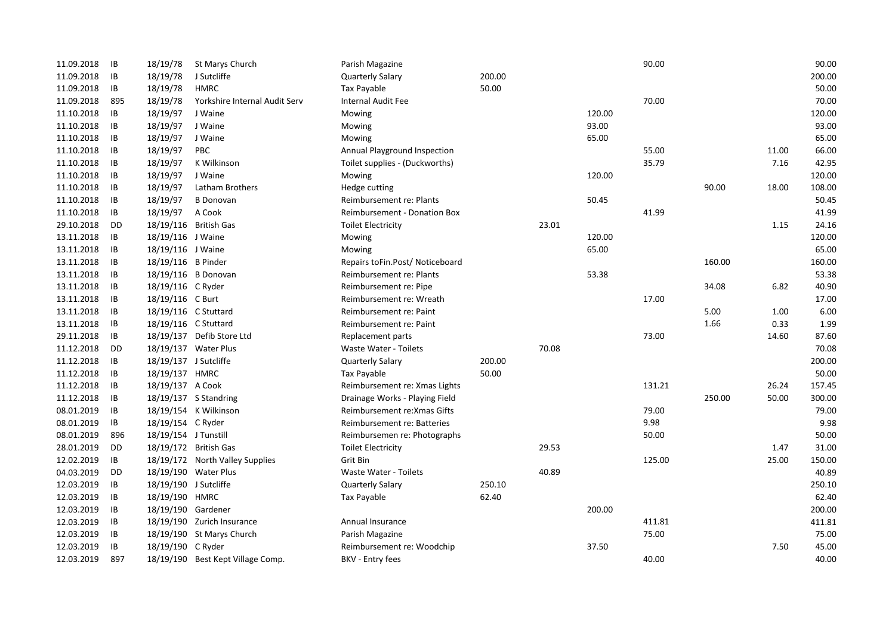| | | | | | | | | | | | |
|---|---|---|---|---|---|---|---|---|---|---|---|
| 11.09.2018 | IB | 18/19/78 | St Marys Church | Parish Magazine | | | | 90.00 | | | 90.00 |
| 11.09.2018 | IB | 18/19/78 | J Sutcliffe | Quarterly Salary | 200.00 | | | | | | 200.00 |
| 11.09.2018 | IB | 18/19/78 | HMRC | Tax Payable | 50.00 | | | | | | 50.00 |
| 11.09.2018 | 895 | 18/19/78 | Yorkshire Internal Audit Serv | Internal Audit Fee | | | | 70.00 | | | 70.00 |
| 11.10.2018 | IB | 18/19/97 | J Waine | Mowing | | | 120.00 | | | | 120.00 |
| 11.10.2018 | IB | 18/19/97 | J Waine | Mowing | | | 93.00 | | | | 93.00 |
| 11.10.2018 | IB | 18/19/97 | J Waine | Mowing | | | 65.00 | | | | 65.00 |
| 11.10.2018 | IB | 18/19/97 | PBC | Annual Playground Inspection | | | | 55.00 | | 11.00 | 66.00 |
| 11.10.2018 | IB | 18/19/97 | K Wilkinson | Toilet supplies - (Duckworths) | | | | 35.79 | | 7.16 | 42.95 |
| 11.10.2018 | IB | 18/19/97 | J Waine | Mowing | | | 120.00 | | | | 120.00 |
| 11.10.2018 | IB | 18/19/97 | Latham Brothers | Hedge cutting | | | | | 90.00 | 18.00 | 108.00 |
| 11.10.2018 | IB | 18/19/97 | B Donovan | Reimbursement re: Plants | | | 50.45 | | | | 50.45 |
| 11.10.2018 | IB | 18/19/97 | A Cook | Reimbursement - Donation Box | | | | 41.99 | | | 41.99 |
| 29.10.2018 | DD | 18/19/116 | British Gas | Toilet Electricity | | 23.01 | | | | 1.15 | 24.16 |
| 13.11.2018 | IB | 18/19/116 | J Waine | Mowing | | | 120.00 | | | | 120.00 |
| 13.11.2018 | IB | 18/19/116 | J Waine | Mowing | | | 65.00 | | | | 65.00 |
| 13.11.2018 | IB | 18/19/116 | B Pinder | Repairs toFin.Post/ Noticeboard | | | | | 160.00 | | 160.00 |
| 13.11.2018 | IB | 18/19/116 | B Donovan | Reimbursement re: Plants | | | 53.38 | | | | 53.38 |
| 13.11.2018 | IB | 18/19/116 | C Ryder | Reimbursement re: Pipe | | | | | 34.08 | 6.82 | 40.90 |
| 13.11.2018 | IB | 18/19/116 | C Burt | Reimbursement re: Wreath | | | | 17.00 | | | 17.00 |
| 13.11.2018 | IB | 18/19/116 | C Stuttard | Reimbursement re: Paint | | | | | 5.00 | 1.00 | 6.00 |
| 13.11.2018 | IB | 18/19/116 | C Stuttard | Reimbursement re: Paint | | | | | 1.66 | 0.33 | 1.99 |
| 29.11.2018 | IB | 18/19/137 | Defib Store Ltd | Replacement parts | | | | 73.00 | | 14.60 | 87.60 |
| 11.12.2018 | DD | 18/19/137 | Water Plus | Waste Water - Toilets | | 70.08 | | | | | 70.08 |
| 11.12.2018 | IB | 18/19/137 | J Sutcliffe | Quarterly Salary | 200.00 | | | | | | 200.00 |
| 11.12.2018 | IB | 18/19/137 | HMRC | Tax Payable | 50.00 | | | | | | 50.00 |
| 11.12.2018 | IB | 18/19/137 | A Cook | Reimbursement re: Xmas Lights | | | | 131.21 | | 26.24 | 157.45 |
| 11.12.2018 | IB | 18/19/137 | S Standring | Drainage Works - Playing Field | | | | | 250.00 | 50.00 | 300.00 |
| 08.01.2019 | IB | 18/19/154 | K Wilkinson | Reimbursement re:Xmas Gifts | | | | 79.00 | | | 79.00 |
| 08.01.2019 | IB | 18/19/154 | C Ryder | Reimbursement re: Batteries | | | | 9.98 | | | 9.98 |
| 08.01.2019 | 896 | 18/19/154 | J Tunstill | Reimbursemen re: Photographs | | | | 50.00 | | | 50.00 |
| 28.01.2019 | DD | 18/19/172 | British Gas | Toilet Electricity | | 29.53 | | | | 1.47 | 31.00 |
| 12.02.2019 | IB | 18/19/172 | North Valley Supplies | Grit Bin | | | | 125.00 | | 25.00 | 150.00 |
| 04.03.2019 | DD | 18/19/190 | Water Plus | Waste Water - Toilets | | 40.89 | | | | | 40.89 |
| 12.03.2019 | IB | 18/19/190 | J Sutcliffe | Quarterly Salary | 250.10 | | | | | | 250.10 |
| 12.03.2019 | IB | 18/19/190 | HMRC | Tax Payable | 62.40 | | | | | | 62.40 |
| 12.03.2019 | IB | 18/19/190 | Gardener | | | | 200.00 | | | | 200.00 |
| 12.03.2019 | IB | 18/19/190 | Zurich Insurance | Annual Insurance | | | | 411.81 | | | 411.81 |
| 12.03.2019 | IB | 18/19/190 | St Marys Church | Parish Magazine | | | | 75.00 | | | 75.00 |
| 12.03.2019 | IB | 18/19/190 | C Ryder | Reimbursement re: Woodchip | | | 37.50 | | | 7.50 | 45.00 |
| 12.03.2019 | 897 | 18/19/190 | Best Kept Village Comp. | BKV - Entry fees | | | | 40.00 | | | 40.00 |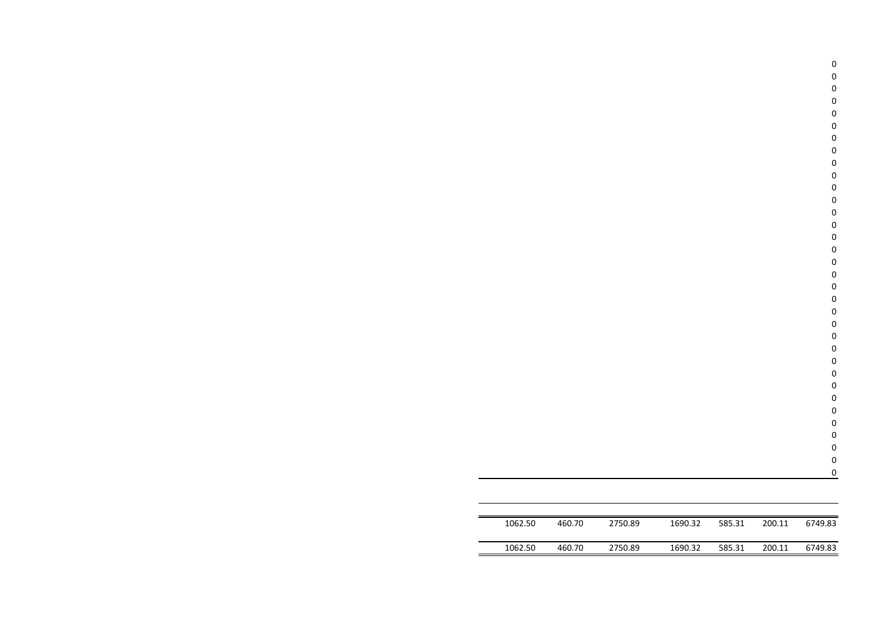| | | | | | | |
|---|---|---|---|---|---|---|
| | | | | | | 0 |
| | | | | | | 0 |
| | | | | | | 0 |
| | | | | | | 0 |
| | | | | | | 0 |
| | | | | | | 0 |
| | | | | | | 0 |
| | | | | | | 0 |
| | | | | | | 0 |
| | | | | | | 0 |
| | | | | | | 0 |
| | | | | | | 0 |
| | | | | | | 0 |
| | | | | | | 0 |
| | | | | | | 0 |
| | | | | | | 0 |
| | | | | | | 0 |
| | | | | | | 0 |
| | | | | | | 0 |
| | | | | | | 0 |
| | | | | | | 0 |
| | | | | | | 0 |
| | | | | | | 0 |
| | | | | | | 0 |
| | | | | | | 0 |
| | | | | | | 0 |
| | | | | | | 0 |
| | | | | | | 0 |
| | | | | | | 0 |
| | | | | | | 0 |
| | | | | | | 0 |
| | | | | | | 0 |
| | | | | | | 0 |
| | | | | | | 0 |
| 1062.50 | 460.70 | 2750.89 | 1690.32 | 585.31 | 200.11 | 6749.83 |
| 1062.50 | 460.70 | 2750.89 | 1690.32 | 585.31 | 200.11 | 6749.83 |